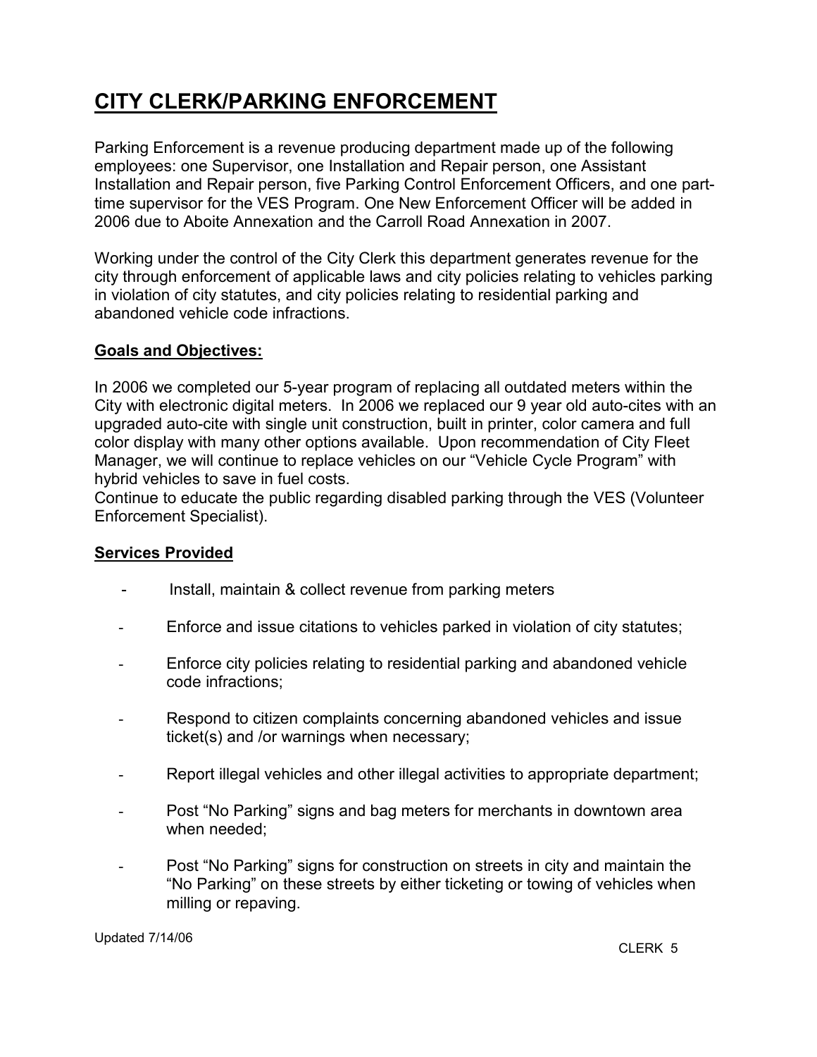# CITY CLERK/PARKING ENFORCEMENT

Parking Enforcement is a revenue producing department made up of the following employees: one Supervisor, one Installation and Repair person, one Assistant Installation and Repair person, five Parking Control Enforcement Officers, and one part-time supervisor for the VES Program. One New Enforcement Officer will be added in 2006 due to Aboite Annexation and the Carroll Road Annexation in 2007.

Working under the control of the City Clerk this department generates revenue for the city through enforcement of applicable laws and city policies relating to vehicles parking in violation of city statutes, and city policies relating to residential parking and abandoned vehicle code infractions.

**Goals and Objectives:**

In 2006 we completed our 5-year program of replacing all outdated meters within the City with electronic digital meters. In 2006 we replaced our 9 year old auto-cites with an upgraded auto-cite with single unit construction, built in printer, color camera and full color display with many other options available. Upon recommendation of City Fleet Manager, we will continue to replace vehicles on our "Vehicle Cycle Program" with hybrid vehicles to save in fuel costs.
Continue to educate the public regarding disabled parking through the VES (Volunteer Enforcement Specialist).

**Services Provided**

- Install, maintain & collect revenue from parking meters
- Enforce and issue citations to vehicles parked in violation of city statutes;
- Enforce city policies relating to residential parking and abandoned vehicle code infractions;
- Respond to citizen complaints concerning abandoned vehicles and issue ticket(s) and /or warnings when necessary;
- Report illegal vehicles and other illegal activities to appropriate department;
- Post "No Parking" signs and bag meters for merchants in downtown area when needed;
- Post "No Parking" signs for construction on streets in city and maintain the "No Parking" on these streets by either ticketing or towing of vehicles when milling or repaving.

Updated 7/14/06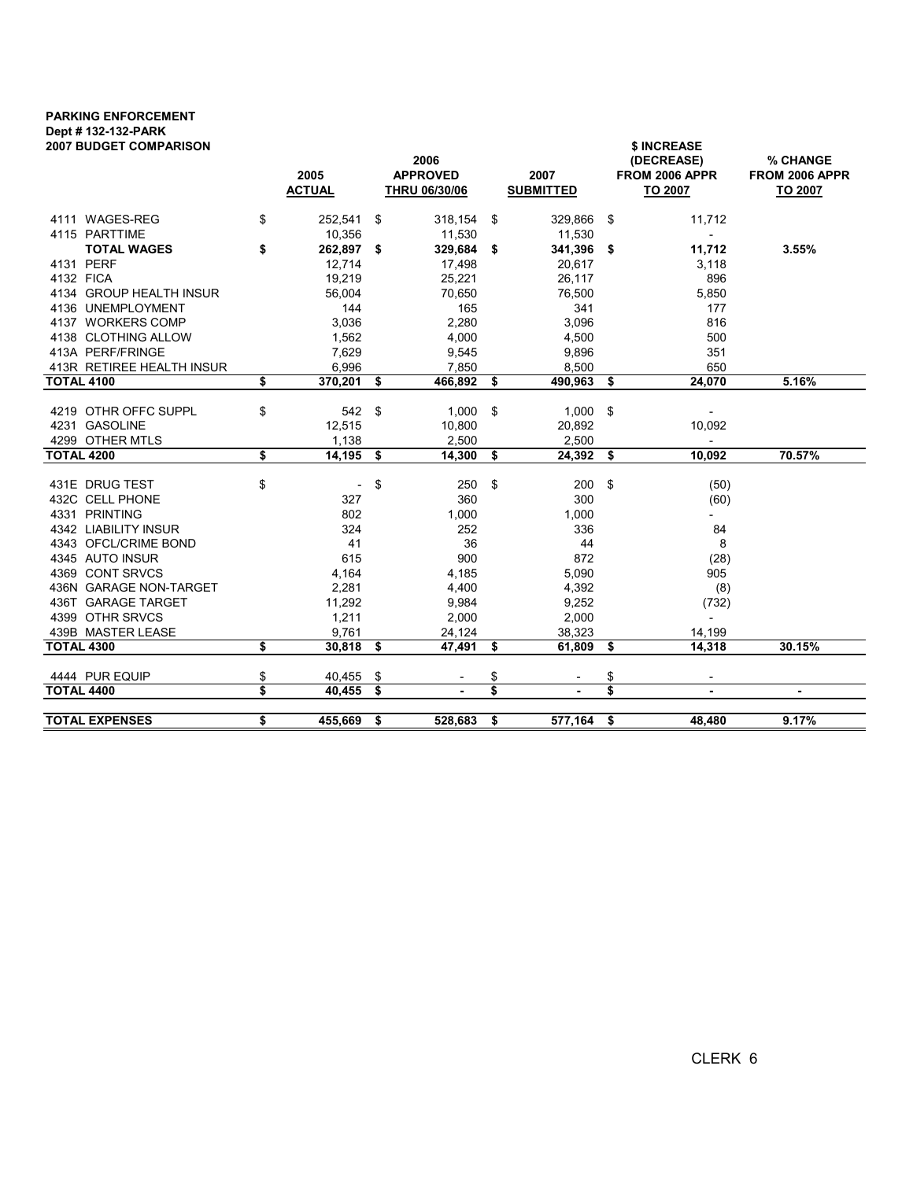**PARKING ENFORCEMENT**
**Dept # 132-132-PARK**
**2007 BUDGET COMPARISON**

| | 2005 ACTUAL | 2006 APPROVED THRU 06/30/06 | 2007 SUBMITTED | $ INCREASE (DECREASE) FROM 2006 APPR TO 2007 | % CHANGE FROM 2006 APPR TO 2007 |
|---|---|---|---|---|---|
| 4111 WAGES-REG | $ 252,541 | $ 318,154 | $ 329,866 | $ 11,712 | |
| 4115 PARTTIME | 10,356 | 11,530 | 11,530 | - | |
| **TOTAL WAGES** | **$ 262,897** | **$ 329,684** | **$ 341,396** | **$ 11,712** | **3.55%** |
| 4131 PERF | 12,714 | 17,498 | 20,617 | 3,118 | |
| 4132 FICA | 19,219 | 25,221 | 26,117 | 896 | |
| 4134 GROUP HEALTH INSUR | 56,004 | 70,650 | 76,500 | 5,850 | |
| 4136 UNEMPLOYMENT | 144 | 165 | 341 | 177 | |
| 4137 WORKERS COMP | 3,036 | 2,280 | 3,096 | 816 | |
| 4138 CLOTHING ALLOW | 1,562 | 4,000 | 4,500 | 500 | |
| 413A PERF/FRINGE | 7,629 | 9,545 | 9,896 | 351 | |
| 413R RETIREE HEALTH INSUR | 6,996 | 7,850 | 8,500 | 650 | |
| **TOTAL 4100** | **$ 370,201** | **$ 466,892** | **$ 490,963** | **$ 24,070** | **5.16%** |
| 4219 OTHR OFFC SUPPL | $ 542 | $ 1,000 | $ 1,000 | $ - | |
| 4231 GASOLINE | 12,515 | 10,800 | 20,892 | 10,092 | |
| 4299 OTHER MTLS | 1,138 | 2,500 | 2,500 | - | |
| **TOTAL 4200** | **$ 14,195** | **$ 14,300** | **$ 24,392** | **$ 10,092** | **70.57%** |
| 431E DRUG TEST | $ - | $ 250 | $ 200 | $ (50) | |
| 432C CELL PHONE | 327 | 360 | 300 | (60) | |
| 4331 PRINTING | 802 | 1,000 | 1,000 | - | |
| 4342 LIABILITY INSUR | 324 | 252 | 336 | 84 | |
| 4343 OFCL/CRIME BOND | 41 | 36 | 44 | 8 | |
| 4345 AUTO INSUR | 615 | 900 | 872 | (28) | |
| 4369 CONT SRVCS | 4,164 | 4,185 | 5,090 | 905 | |
| 436N GARAGE NON-TARGET | 2,281 | 4,400 | 4,392 | (8) | |
| 436T GARAGE TARGET | 11,292 | 9,984 | 9,252 | (732) | |
| 4399 OTHR SRVCS | 1,211 | 2,000 | 2,000 | - | |
| 439B MASTER LEASE | 9,761 | 24,124 | 38,323 | 14,199 | |
| **TOTAL 4300** | **$ 30,818** | **$ 47,491** | **$ 61,809** | **$ 14,318** | **30.15%** |
| 4444 PUR EQUIP | $ 40,455 | $ - | $ - | $ - | |
| **TOTAL 4400** | **$ 40,455** | **$ -** | **$ -** | **$ -** | **-** |
| **TOTAL EXPENSES** | **$ 455,669** | **$ 528,683** | **$ 577,164** | **$ 48,480** | **9.17%** |

CLERK 6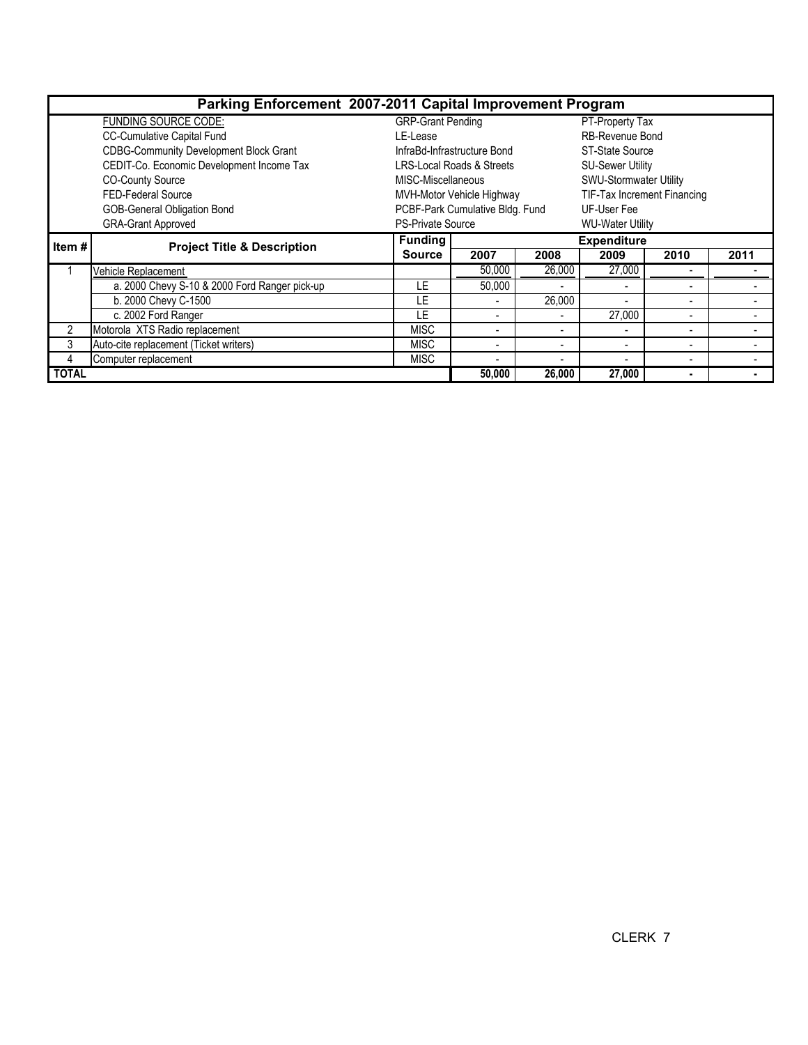# Parking Enforcement 2007-2011 Capital Improvement Program

| FUNDING SOURCE CODE: | | |
|---|---|---|
| CC-Cumulative Capital Fund | GRP-Grant Pending | PT-Property Tax |
| CDBG-Community Development Block Grant | LE-Lease | RB-Revenue Bond |
| CEDIT-Co. Economic Development Income Tax | InfraBd-Infrastructure Bond | ST-State Source |
| CO-County Source | LRS-Local Roads & Streets | SU-Sewer Utility |
| FED-Federal Source | MISC-Miscellaneous | SWU-Stormwater Utility |
| GOB-General Obligation Bond | MVH-Motor Vehicle Highway | TIF-Tax Increment Financing |
| GRA-Grant Approved | PCBF-Park Cumulative Bldg. Fund | UF-User Fee |
| | PS-Private Source | WU-Water Utility |

| Item # | Project Title & Description | Funding Source | Expenditure | | | | |
|---|---|---|---|---|---|---|---|
| | | | 2007 | 2008 | 2009 | 2010 | 2011 |
| 1 | Vehicle Replacement | | 50,000 | 26,000 | 27,000 | - | - |
| | a. 2000 Chevy S-10 & 2000 Ford Ranger pick-up | LE | 50,000 | - | - | - | - |
| | b. 2000 Chevy C-1500 | LE | - | 26,000 | - | - | - |
| | c. 2002 Ford Ranger | LE | - | - | 27,000 | - | - |
| 2 | Motorola XTS Radio replacement | MISC | - | - | - | - | - |
| 3 | Auto-cite replacement (Ticket writers) | MISC | - | - | - | - | - |
| 4 | Computer replacement | MISC | - | - | - | - | - |
| **TOTAL** | | | **50,000** | **26,000** | **27,000** | **-** | **-** |

CLERK 7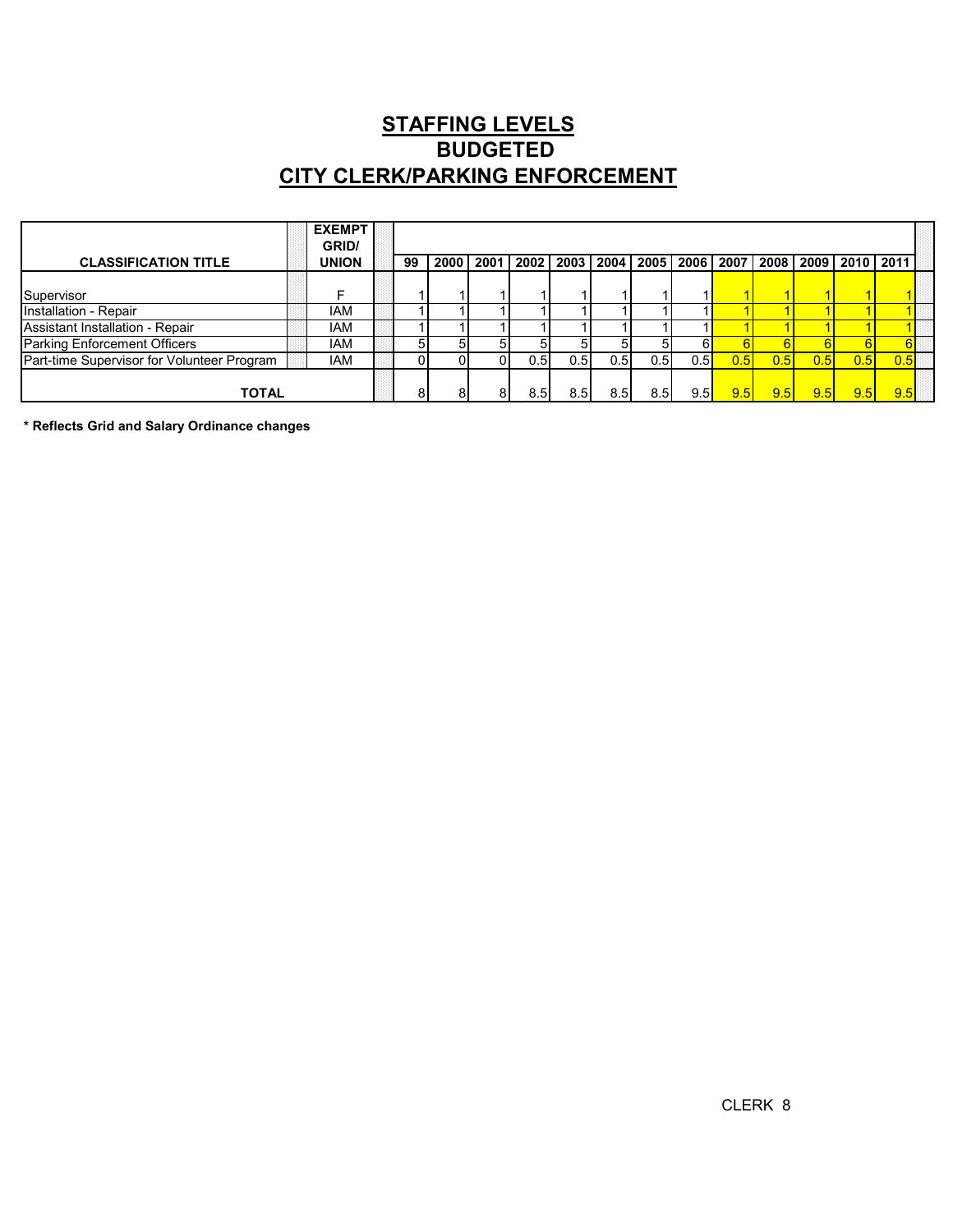# STAFFING LEVELS
## BUDGETED
## CITY CLERK/PARKING ENFORCEMENT

| CLASSIFICATION TITLE | EXEMPT GRID/ UNION | 99 | 2000 | 2001 | 2002 | 2003 | 2004 | 2005 | 2006 | 2007 | 2008 | 2009 | 2010 | 2011 |
|---|---|---|---|---|---|---|---|---|---|---|---|---|---|---|
| Supervisor | F | 1 | 1 | 1 | 1 | 1 | 1 | 1 | 1 | 1 | 1 | 1 | 1 | 1 |
| Installation - Repair | IAM | 1 | 1 | 1 | 1 | 1 | 1 | 1 | 1 | 1 | 1 | 1 | 1 | 1 |
| Assistant Installation - Repair | IAM | 1 | 1 | 1 | 1 | 1 | 1 | 1 | 1 | 1 | 1 | 1 | 1 | 1 |
| Parking Enforcement Officers | IAM | 5 | 5 | 5 | 5 | 5 | 5 | 5 | 6 | 6 | 6 | 6 | 6 | 6 |
| Part-time Supervisor for Volunteer Program | IAM | 0 | 0 | 0 | 0.5 | 0.5 | 0.5 | 0.5 | 0.5 | 0.5 | 0.5 | 0.5 | 0.5 | 0.5 |
| **TOTAL** | | 8 | 8 | 8 | 8.5 | 8.5 | 8.5 | 8.5 | 9.5 | 9.5 | 9.5 | 9.5 | 9.5 | 9.5 |

**\* Reflects Grid and Salary Ordinance changes**